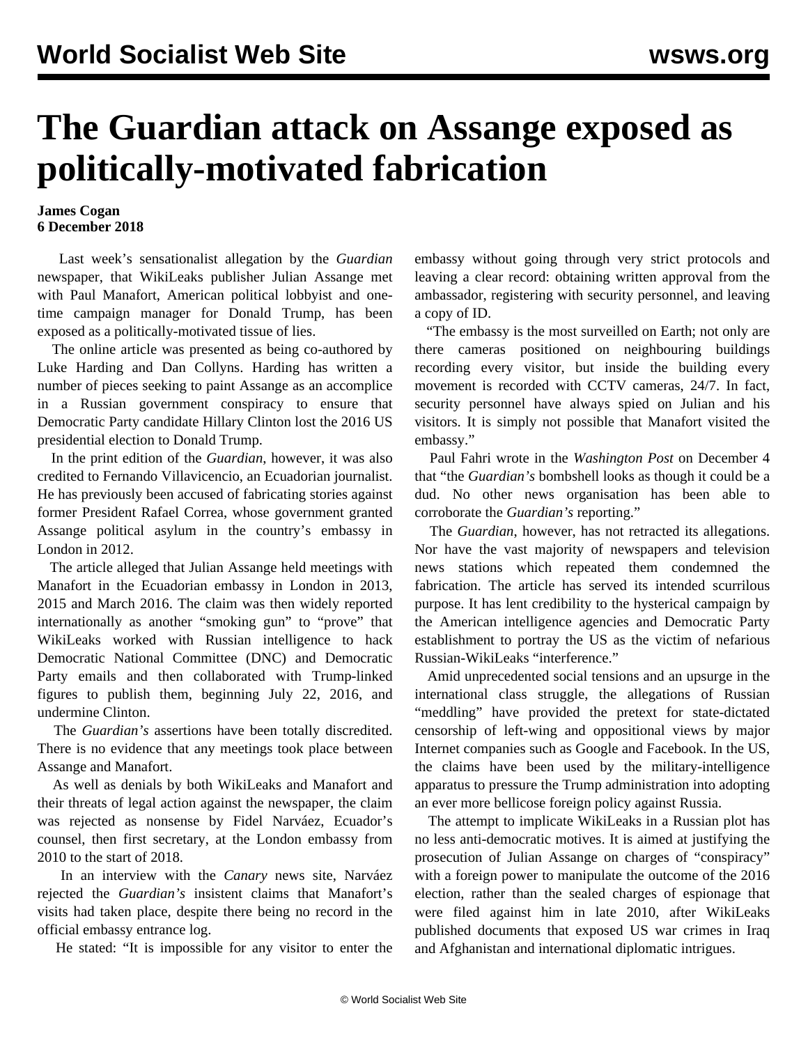# The Guardian attack on Assange exposed as politically-motivated fabrication

**James Cogan**
**6 December 2018**

Last week's sensationalist allegation by the *Guardian* newspaper, that WikiLeaks publisher Julian Assange met with Paul Manafort, American political lobbyist and one-time campaign manager for Donald Trump, has been exposed as a politically-motivated tissue of lies.

The online article was presented as being co-authored by Luke Harding and Dan Collyns. Harding has written a number of pieces seeking to paint Assange as an accomplice in a Russian government conspiracy to ensure that Democratic Party candidate Hillary Clinton lost the 2016 US presidential election to Donald Trump.

In the print edition of the *Guardian*, however, it was also credited to Fernando Villavicencio, an Ecuadorian journalist. He has previously been accused of fabricating stories against former President Rafael Correa, whose government granted Assange political asylum in the country's embassy in London in 2012.

The article alleged that Julian Assange held meetings with Manafort in the Ecuadorian embassy in London in 2013, 2015 and March 2016. The claim was then widely reported internationally as another "smoking gun" to "prove" that WikiLeaks worked with Russian intelligence to hack Democratic National Committee (DNC) and Democratic Party emails and then collaborated with Trump-linked figures to publish them, beginning July 22, 2016, and undermine Clinton.

The *Guardian's* assertions have been totally discredited. There is no evidence that any meetings took place between Assange and Manafort.

As well as denials by both WikiLeaks and Manafort and their threats of legal action against the newspaper, the claim was rejected as nonsense by Fidel Narváez, Ecuador's counsel, then first secretary, at the London embassy from 2010 to the start of 2018.

In an interview with the *Canary* news site, Narváez rejected the *Guardian's* insistent claims that Manafort's visits had taken place, despite there being no record in the official embassy entrance log.

He stated: "It is impossible for any visitor to enter the embassy without going through very strict protocols and leaving a clear record: obtaining written approval from the ambassador, registering with security personnel, and leaving a copy of ID.

"The embassy is the most surveilled on Earth; not only are there cameras positioned on neighbouring buildings recording every visitor, but inside the building every movement is recorded with CCTV cameras, 24/7. In fact, security personnel have always spied on Julian and his visitors. It is simply not possible that Manafort visited the embassy."

Paul Fahri wrote in the *Washington Post* on December 4 that "the *Guardian's* bombshell looks as though it could be a dud. No other news organisation has been able to corroborate the *Guardian's* reporting."

The *Guardian*, however, has not retracted its allegations. Nor have the vast majority of newspapers and television news stations which repeated them condemned the fabrication. The article has served its intended scurrilous purpose. It has lent credibility to the hysterical campaign by the American intelligence agencies and Democratic Party establishment to portray the US as the victim of nefarious Russian-WikiLeaks "interference."

Amid unprecedented social tensions and an upsurge in the international class struggle, the allegations of Russian "meddling" have provided the pretext for state-dictated censorship of left-wing and oppositional views by major Internet companies such as Google and Facebook. In the US, the claims have been used by the military-intelligence apparatus to pressure the Trump administration into adopting an ever more bellicose foreign policy against Russia.

The attempt to implicate WikiLeaks in a Russian plot has no less anti-democratic motives. It is aimed at justifying the prosecution of Julian Assange on charges of "conspiracy" with a foreign power to manipulate the outcome of the 2016 election, rather than the sealed charges of espionage that were filed against him in late 2010, after WikiLeaks published documents that exposed US war crimes in Iraq and Afghanistan and international diplomatic intrigues.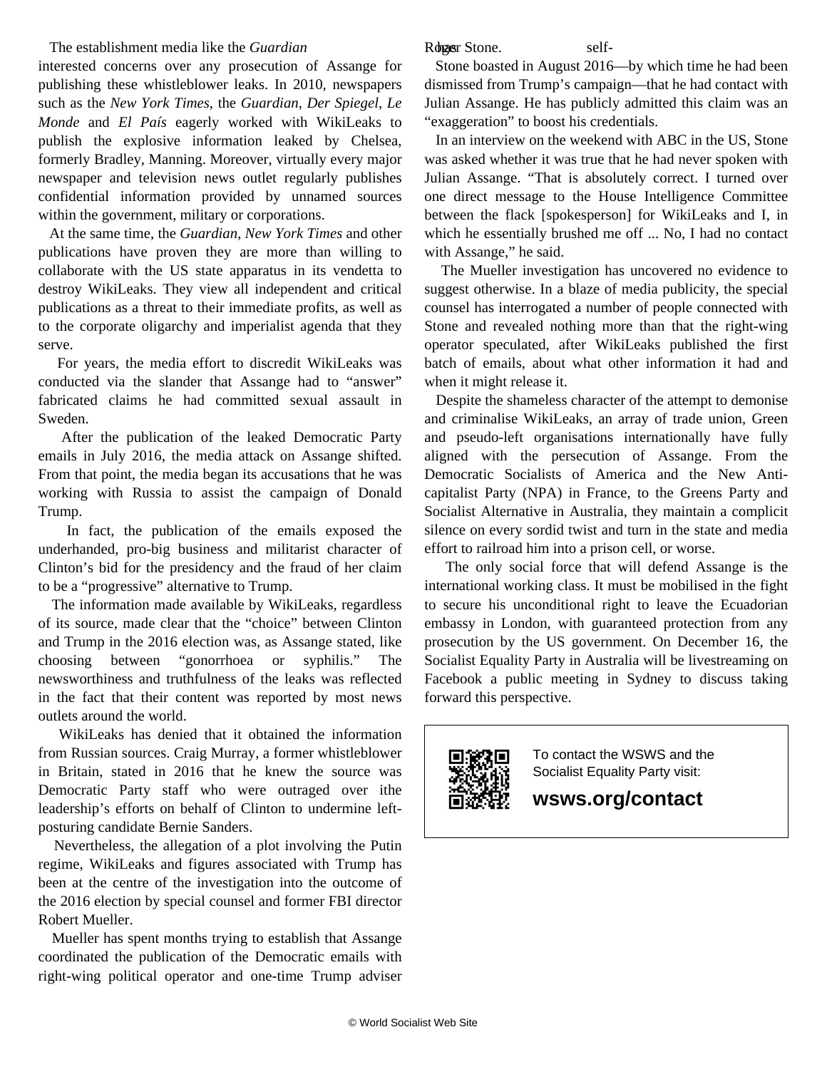The establishment media like the *Guardian* interested concerns over any prosecution of Assange for publishing these whistleblower leaks. In 2010, newspapers such as the *New York Times*, the *Guardian*, *Der Spiegel*, *Le Monde* and *El País* eagerly worked with WikiLeaks to publish the explosive information leaked by Chelsea, formerly Bradley, Manning. Moreover, virtually every major newspaper and television news outlet regularly publishes confidential information provided by unnamed sources within the government, military or corporations.

At the same time, the *Guardian*, *New York Times* and other publications have proven they are more than willing to collaborate with the US state apparatus in its vendetta to destroy WikiLeaks. They view all independent and critical publications as a threat to their immediate profits, as well as to the corporate oligarchy and imperialist agenda that they serve.

For years, the media effort to discredit WikiLeaks was conducted via the slander that Assange had to "answer" fabricated claims he had committed sexual assault in Sweden.

After the publication of the leaked Democratic Party emails in July 2016, the media attack on Assange shifted. From that point, the media began its accusations that he was working with Russia to assist the campaign of Donald Trump.

In fact, the publication of the emails exposed the underhanded, pro-big business and militarist character of Clinton's bid for the presidency and the fraud of her claim to be a "progressive" alternative to Trump.

The information made available by WikiLeaks, regardless of its source, made clear that the "choice" between Clinton and Trump in the 2016 election was, as Assange stated, like choosing between "gonorrhoea or syphilis." The newsworthiness and truthfulness of the leaks was reflected in the fact that their content was reported by most news outlets around the world.

WikiLeaks has denied that it obtained the information from Russian sources. Craig Murray, a former whistleblower in Britain, stated in 2016 that he knew the source was Democratic Party staff who were outraged over ithe leadership's efforts on behalf of Clinton to undermine left-posturing candidate Bernie Sanders.

Nevertheless, the allegation of a plot involving the Putin regime, WikiLeaks and figures associated with Trump has been at the centre of the investigation into the outcome of the 2016 election by special counsel and former FBI director Robert Mueller.

Mueller has spent months trying to establish that Assange coordinated the publication of the Democratic emails with right-wing political operator and one-time Trump adviser Roger Stone.

Stone boasted in August 2016—by which time he had been dismissed from Trump's campaign—that he had contact with Julian Assange. He has publicly admitted this claim was an "exaggeration" to boost his credentials.

In an interview on the weekend with ABC in the US, Stone was asked whether it was true that he had never spoken with Julian Assange. "That is absolutely correct. I turned over one direct message to the House Intelligence Committee between the flack [spokesperson] for WikiLeaks and I, in which he essentially brushed me off ... No, I had no contact with Assange," he said.

The Mueller investigation has uncovered no evidence to suggest otherwise. In a blaze of media publicity, the special counsel has interrogated a number of people connected with Stone and revealed nothing more than that the right-wing operator speculated, after WikiLeaks published the first batch of emails, about what other information it had and when it might release it.

Despite the shameless character of the attempt to demonise and criminalise WikiLeaks, an array of trade union, Green and pseudo-left organisations internationally have fully aligned with the persecution of Assange. From the Democratic Socialists of America and the New Anti-capitalist Party (NPA) in France, to the Greens Party and Socialist Alternative in Australia, they maintain a complicit silence on every sordid twist and turn in the state and media effort to railroad him into a prison cell, or worse.

The only social force that will defend Assange is the international working class. It must be mobilised in the fight to secure his unconditional right to leave the Ecuadorian embassy in London, with guaranteed protection from any prosecution by the US government. On December 16, the Socialist Equality Party in Australia will be livestreaming on Facebook a public meeting in Sydney to discuss taking forward this perspective.

To contact the WSWS and the Socialist Equality Party visit:

**wsws.org/contact**